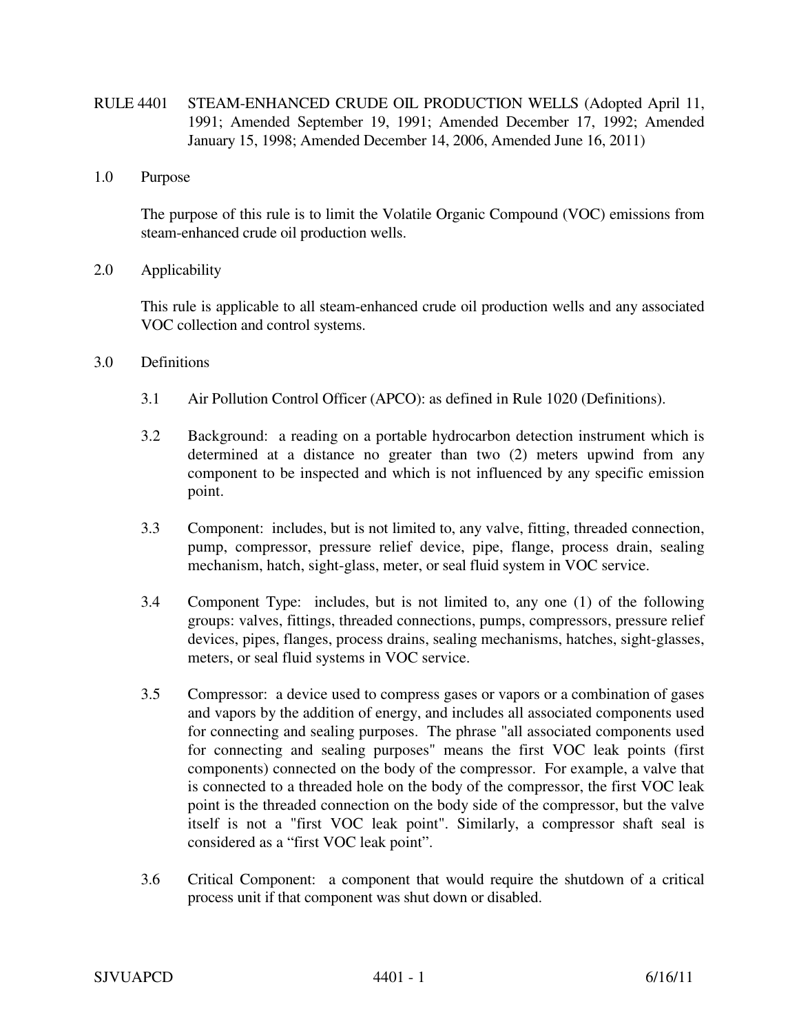# RULE 4401 STEAM-ENHANCED CRUDE OIL PRODUCTION WELLS (Adopted April 11, 1991; Amended September 19, 1991; Amended December 17, 1992; Amended January 15, 1998; Amended December 14, 2006, Amended June 16, 2011)

## 1.0 Purpose

The purpose of this rule is to limit the Volatile Organic Compound (VOC) emissions from steam-enhanced crude oil production wells.

## 2.0 Applicability

This rule is applicable to all steam-enhanced crude oil production wells and any associated VOC collection and control systems.

## 3.0 Definitions

3.1 Air Pollution Control Officer (APCO): as defined in Rule 1020 (Definitions).

3.2 Background: a reading on a portable hydrocarbon detection instrument which is determined at a distance no greater than two (2) meters upwind from any component to be inspected and which is not influenced by any specific emission point.

3.3 Component: includes, but is not limited to, any valve, fitting, threaded connection, pump, compressor, pressure relief device, pipe, flange, process drain, sealing mechanism, hatch, sight-glass, meter, or seal fluid system in VOC service.

3.4 Component Type: includes, but is not limited to, any one (1) of the following groups: valves, fittings, threaded connections, pumps, compressors, pressure relief devices, pipes, flanges, process drains, sealing mechanisms, hatches, sight-glasses, meters, or seal fluid systems in VOC service.

3.5 Compressor: a device used to compress gases or vapors or a combination of gases and vapors by the addition of energy, and includes all associated components used for connecting and sealing purposes. The phrase "all associated components used for connecting and sealing purposes" means the first VOC leak points (first components) connected on the body of the compressor. For example, a valve that is connected to a threaded hole on the body of the compressor, the first VOC leak point is the threaded connection on the body side of the compressor, but the valve itself is not a "first VOC leak point". Similarly, a compressor shaft seal is considered as a "first VOC leak point".

3.6 Critical Component: a component that would require the shutdown of a critical process unit if that component was shut down or disabled.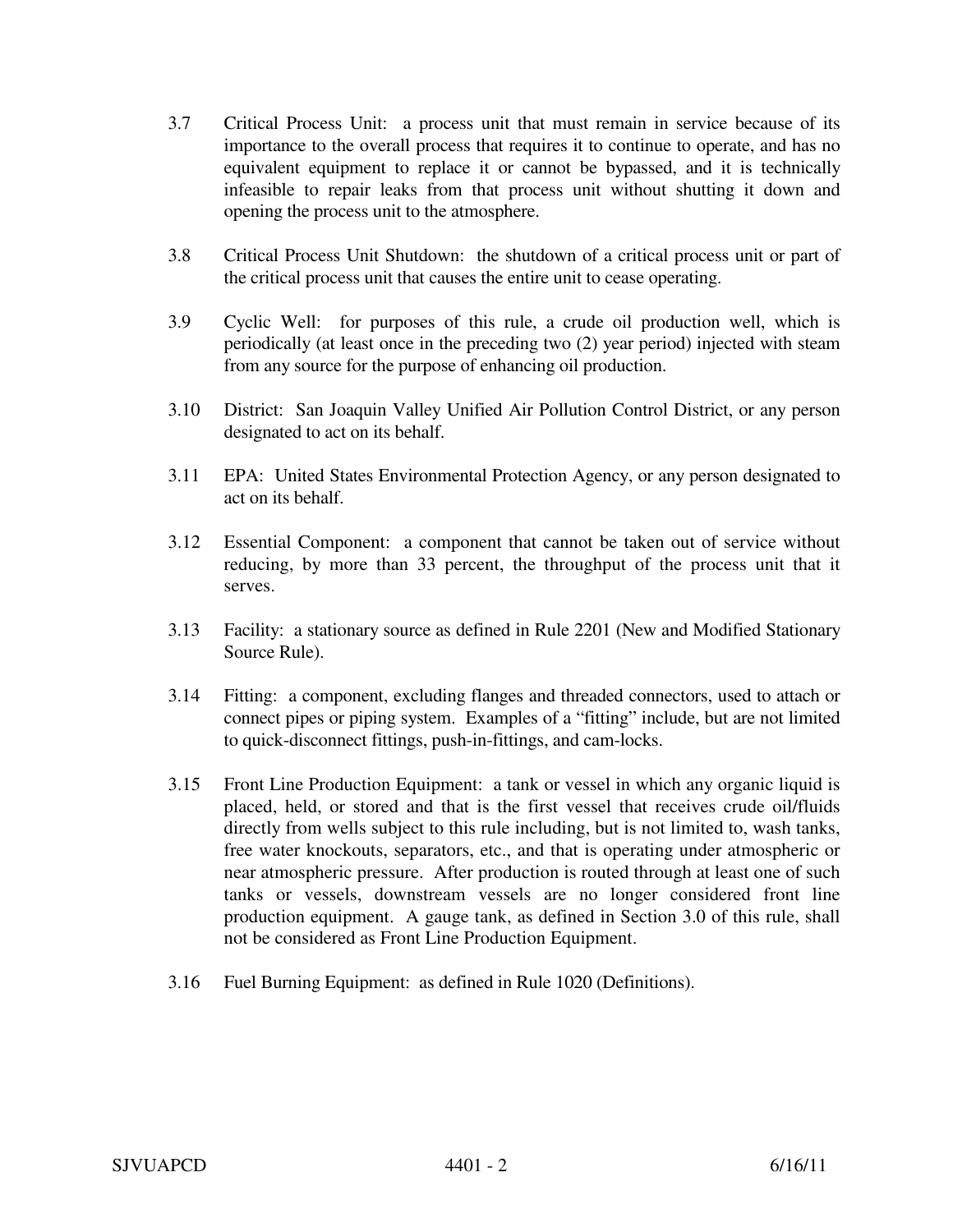3.7 Critical Process Unit: a process unit that must remain in service because of its importance to the overall process that requires it to continue to operate, and has no equivalent equipment to replace it or cannot be bypassed, and it is technically infeasible to repair leaks from that process unit without shutting it down and opening the process unit to the atmosphere.

3.8 Critical Process Unit Shutdown: the shutdown of a critical process unit or part of the critical process unit that causes the entire unit to cease operating.

3.9 Cyclic Well: for purposes of this rule, a crude oil production well, which is periodically (at least once in the preceding two (2) year period) injected with steam from any source for the purpose of enhancing oil production.

3.10 District: San Joaquin Valley Unified Air Pollution Control District, or any person designated to act on its behalf.

3.11 EPA: United States Environmental Protection Agency, or any person designated to act on its behalf.

3.12 Essential Component: a component that cannot be taken out of service without reducing, by more than 33 percent, the throughput of the process unit that it serves.

3.13 Facility: a stationary source as defined in Rule 2201 (New and Modified Stationary Source Rule).

3.14 Fitting: a component, excluding flanges and threaded connectors, used to attach or connect pipes or piping system. Examples of a "fitting" include, but are not limited to quick-disconnect fittings, push-in-fittings, and cam-locks.

3.15 Front Line Production Equipment: a tank or vessel in which any organic liquid is placed, held, or stored and that is the first vessel that receives crude oil/fluids directly from wells subject to this rule including, but is not limited to, wash tanks, free water knockouts, separators, etc., and that is operating under atmospheric or near atmospheric pressure. After production is routed through at least one of such tanks or vessels, downstream vessels are no longer considered front line production equipment. A gauge tank, as defined in Section 3.0 of this rule, shall not be considered as Front Line Production Equipment.

3.16 Fuel Burning Equipment: as defined in Rule 1020 (Definitions).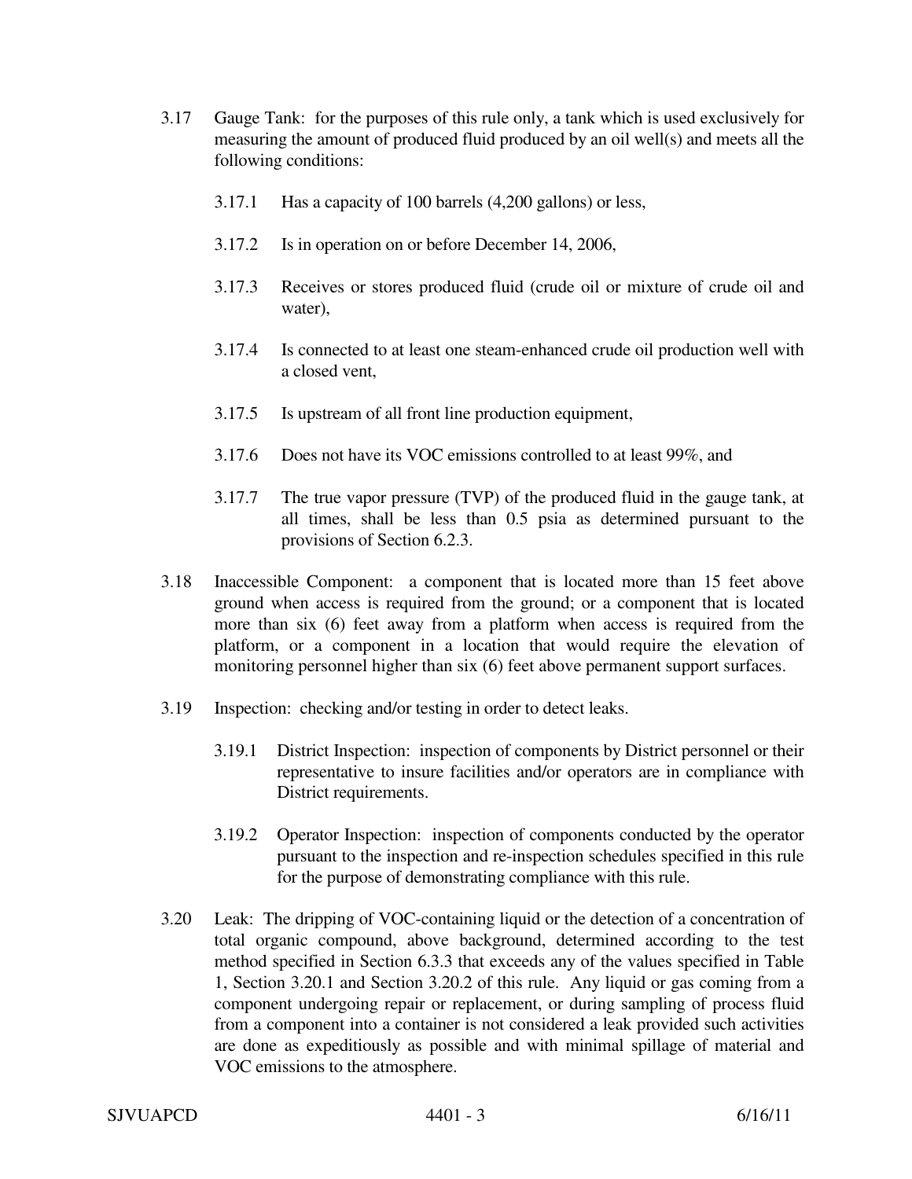3.17 Gauge Tank: for the purposes of this rule only, a tank which is used exclusively for measuring the amount of produced fluid produced by an oil well(s) and meets all the following conditions:

3.17.1 Has a capacity of 100 barrels (4,200 gallons) or less,

3.17.2 Is in operation on or before December 14, 2006,

3.17.3 Receives or stores produced fluid (crude oil or mixture of crude oil and water),

3.17.4 Is connected to at least one steam-enhanced crude oil production well with a closed vent,

3.17.5 Is upstream of all front line production equipment,

3.17.6 Does not have its VOC emissions controlled to at least 99%, and

3.17.7 The true vapor pressure (TVP) of the produced fluid in the gauge tank, at all times, shall be less than 0.5 psia as determined pursuant to the provisions of Section 6.2.3.

3.18 Inaccessible Component: a component that is located more than 15 feet above ground when access is required from the ground; or a component that is located more than six (6) feet away from a platform when access is required from the platform, or a component in a location that would require the elevation of monitoring personnel higher than six (6) feet above permanent support surfaces.

3.19 Inspection: checking and/or testing in order to detect leaks.

3.19.1 District Inspection: inspection of components by District personnel or their representative to insure facilities and/or operators are in compliance with District requirements.

3.19.2 Operator Inspection: inspection of components conducted by the operator pursuant to the inspection and re-inspection schedules specified in this rule for the purpose of demonstrating compliance with this rule.

3.20 Leak: The dripping of VOC-containing liquid or the detection of a concentration of total organic compound, above background, determined according to the test method specified in Section 6.3.3 that exceeds any of the values specified in Table 1, Section 3.20.1 and Section 3.20.2 of this rule. Any liquid or gas coming from a component undergoing repair or replacement, or during sampling of process fluid from a component into a container is not considered a leak provided such activities are done as expeditiously as possible and with minimal spillage of material and VOC emissions to the atmosphere.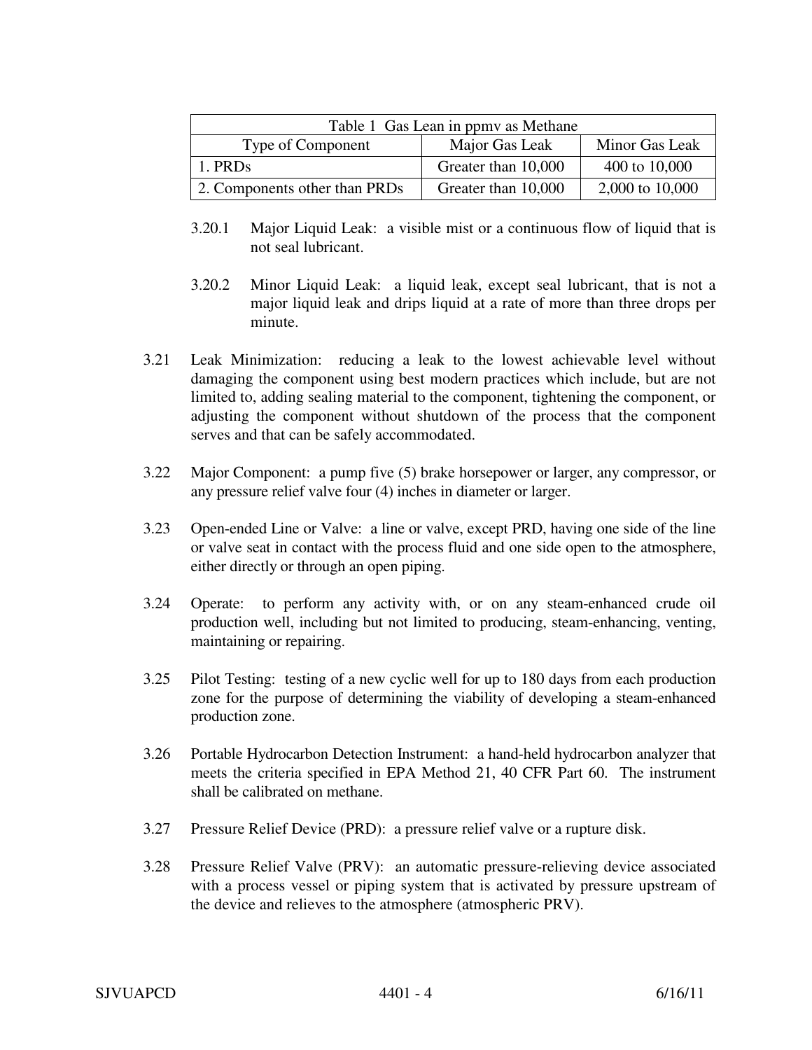| Table 1 Gas Lean in ppmv as Methane | | |
|---|---|---|
| Type of Component | Major Gas Leak | Minor Gas Leak |
| 1. PRDs | Greater than 10,000 | 400 to 10,000 |
| 2. Components other than PRDs | Greater than 10,000 | 2,000 to 10,000 |

3.20.1 Major Liquid Leak: a visible mist or a continuous flow of liquid that is not seal lubricant.

3.20.2 Minor Liquid Leak: a liquid leak, except seal lubricant, that is not a major liquid leak and drips liquid at a rate of more than three drops per minute.

3.21 Leak Minimization: reducing a leak to the lowest achievable level without damaging the component using best modern practices which include, but are not limited to, adding sealing material to the component, tightening the component, or adjusting the component without shutdown of the process that the component serves and that can be safely accommodated.

3.22 Major Component: a pump five (5) brake horsepower or larger, any compressor, or any pressure relief valve four (4) inches in diameter or larger.

3.23 Open-ended Line or Valve: a line or valve, except PRD, having one side of the line or valve seat in contact with the process fluid and one side open to the atmosphere, either directly or through an open piping.

3.24 Operate: to perform any activity with, or on any steam-enhanced crude oil production well, including but not limited to producing, steam-enhancing, venting, maintaining or repairing.

3.25 Pilot Testing: testing of a new cyclic well for up to 180 days from each production zone for the purpose of determining the viability of developing a steam-enhanced production zone.

3.26 Portable Hydrocarbon Detection Instrument: a hand-held hydrocarbon analyzer that meets the criteria specified in EPA Method 21, 40 CFR Part 60. The instrument shall be calibrated on methane.

3.27 Pressure Relief Device (PRD): a pressure relief valve or a rupture disk.

3.28 Pressure Relief Valve (PRV): an automatic pressure-relieving device associated with a process vessel or piping system that is activated by pressure upstream of the device and relieves to the atmosphere (atmospheric PRV).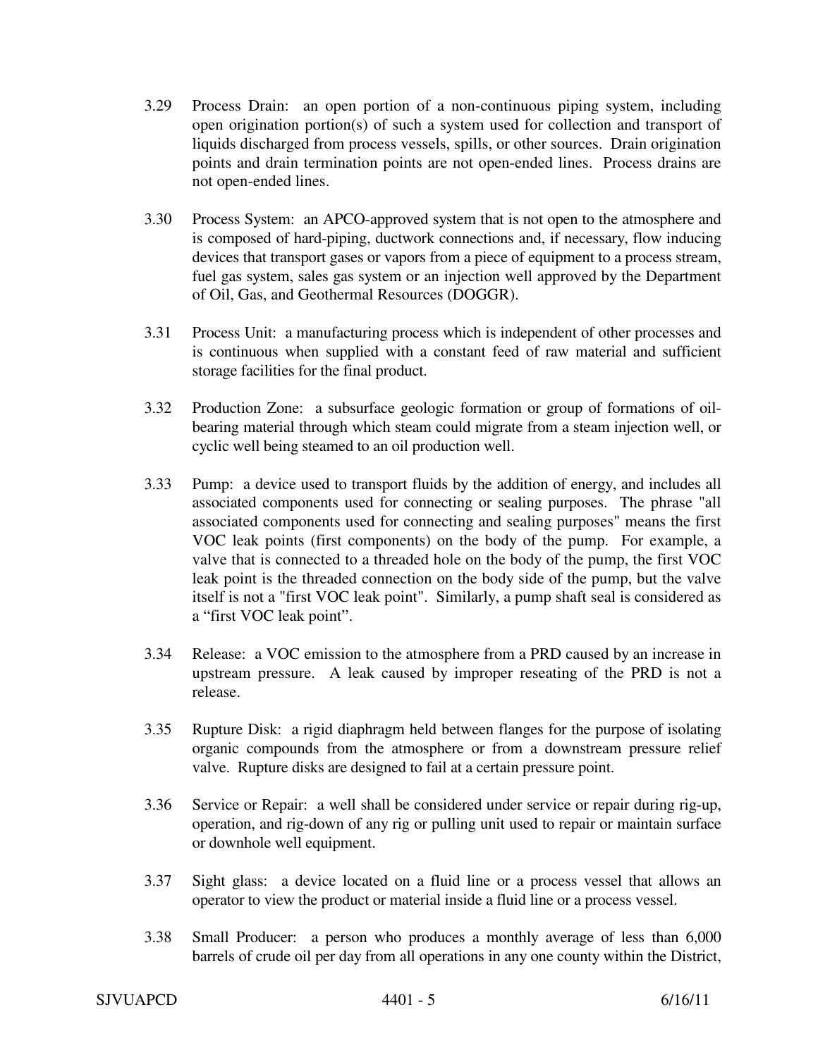3.29 Process Drain: an open portion of a non-continuous piping system, including open origination portion(s) of such a system used for collection and transport of liquids discharged from process vessels, spills, or other sources. Drain origination points and drain termination points are not open-ended lines. Process drains are not open-ended lines.

3.30 Process System: an APCO-approved system that is not open to the atmosphere and is composed of hard-piping, ductwork connections and, if necessary, flow inducing devices that transport gases or vapors from a piece of equipment to a process stream, fuel gas system, sales gas system or an injection well approved by the Department of Oil, Gas, and Geothermal Resources (DOGGR).

3.31 Process Unit: a manufacturing process which is independent of other processes and is continuous when supplied with a constant feed of raw material and sufficient storage facilities for the final product.

3.32 Production Zone: a subsurface geologic formation or group of formations of oil-bearing material through which steam could migrate from a steam injection well, or cyclic well being steamed to an oil production well.

3.33 Pump: a device used to transport fluids by the addition of energy, and includes all associated components used for connecting or sealing purposes. The phrase "all associated components used for connecting and sealing purposes" means the first VOC leak points (first components) on the body of the pump. For example, a valve that is connected to a threaded hole on the body of the pump, the first VOC leak point is the threaded connection on the body side of the pump, but the valve itself is not a "first VOC leak point". Similarly, a pump shaft seal is considered as a "first VOC leak point".

3.34 Release: a VOC emission to the atmosphere from a PRD caused by an increase in upstream pressure. A leak caused by improper reseating of the PRD is not a release.

3.35 Rupture Disk: a rigid diaphragm held between flanges for the purpose of isolating organic compounds from the atmosphere or from a downstream pressure relief valve. Rupture disks are designed to fail at a certain pressure point.

3.36 Service or Repair: a well shall be considered under service or repair during rig-up, operation, and rig-down of any rig or pulling unit used to repair or maintain surface or downhole well equipment.

3.37 Sight glass: a device located on a fluid line or a process vessel that allows an operator to view the product or material inside a fluid line or a process vessel.

3.38 Small Producer: a person who produces a monthly average of less than 6,000 barrels of crude oil per day from all operations in any one county within the District,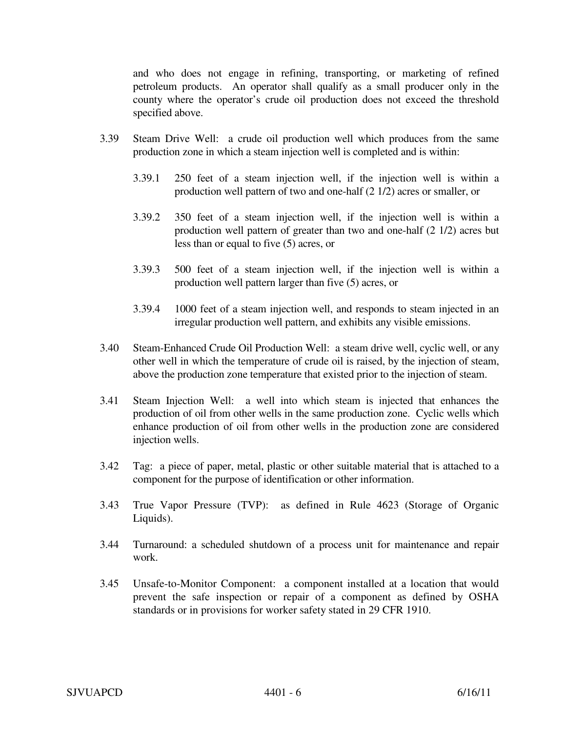and who does not engage in refining, transporting, or marketing of refined petroleum products. An operator shall qualify as a small producer only in the county where the operator's crude oil production does not exceed the threshold specified above.

3.39 Steam Drive Well: a crude oil production well which produces from the same production zone in which a steam injection well is completed and is within:

3.39.1 250 feet of a steam injection well, if the injection well is within a production well pattern of two and one-half (2 1/2) acres or smaller, or

3.39.2 350 feet of a steam injection well, if the injection well is within a production well pattern of greater than two and one-half (2 1/2) acres but less than or equal to five (5) acres, or

3.39.3 500 feet of a steam injection well, if the injection well is within a production well pattern larger than five (5) acres, or

3.39.4 1000 feet of a steam injection well, and responds to steam injected in an irregular production well pattern, and exhibits any visible emissions.

3.40 Steam-Enhanced Crude Oil Production Well: a steam drive well, cyclic well, or any other well in which the temperature of crude oil is raised, by the injection of steam, above the production zone temperature that existed prior to the injection of steam.

3.41 Steam Injection Well: a well into which steam is injected that enhances the production of oil from other wells in the same production zone. Cyclic wells which enhance production of oil from other wells in the production zone are considered injection wells.

3.42 Tag: a piece of paper, metal, plastic or other suitable material that is attached to a component for the purpose of identification or other information.

3.43 True Vapor Pressure (TVP): as defined in Rule 4623 (Storage of Organic Liquids).

3.44 Turnaround: a scheduled shutdown of a process unit for maintenance and repair work.

3.45 Unsafe-to-Monitor Component: a component installed at a location that would prevent the safe inspection or repair of a component as defined by OSHA standards or in provisions for worker safety stated in 29 CFR 1910.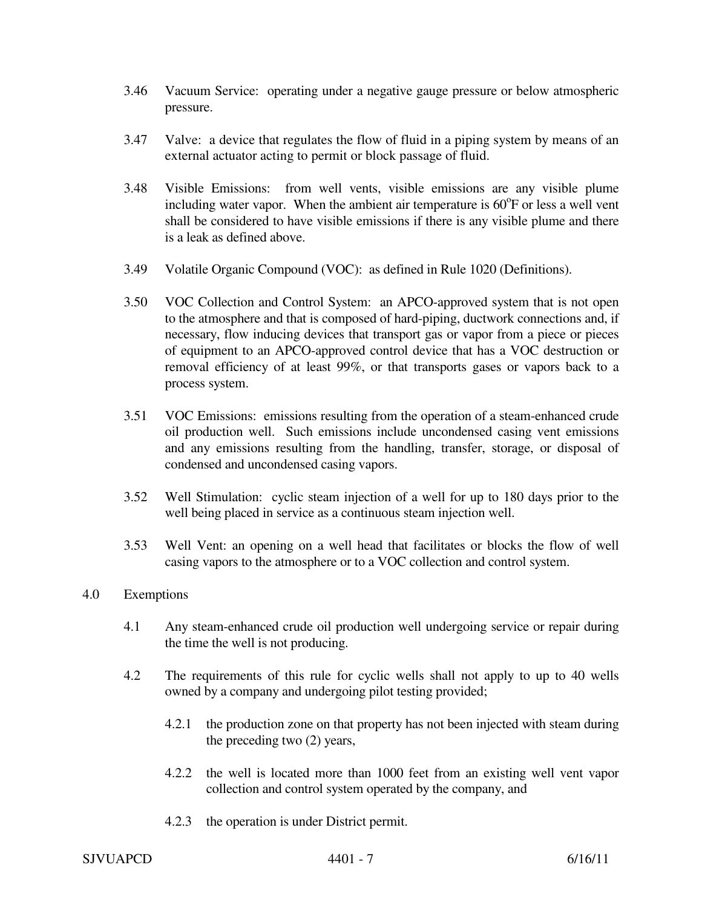3.46 Vacuum Service: operating under a negative gauge pressure or below atmospheric pressure.

3.47 Valve: a device that regulates the flow of fluid in a piping system by means of an external actuator acting to permit or block passage of fluid.

3.48 Visible Emissions: from well vents, visible emissions are any visible plume including water vapor. When the ambient air temperature is $60^{o}$F or less a well vent shall be considered to have visible emissions if there is any visible plume and there is a leak as defined above.

3.49 Volatile Organic Compound (VOC): as defined in Rule 1020 (Definitions).

3.50 VOC Collection and Control System: an APCO-approved system that is not open to the atmosphere and that is composed of hard-piping, ductwork connections and, if necessary, flow inducing devices that transport gas or vapor from a piece or pieces of equipment to an APCO-approved control device that has a VOC destruction or removal efficiency of at least 99%, or that transports gases or vapors back to a process system.

3.51 VOC Emissions: emissions resulting from the operation of a steam-enhanced crude oil production well. Such emissions include uncondensed casing vent emissions and any emissions resulting from the handling, transfer, storage, or disposal of condensed and uncondensed casing vapors.

3.52 Well Stimulation: cyclic steam injection of a well for up to 180 days prior to the well being placed in service as a continuous steam injection well.

3.53 Well Vent: an opening on a well head that facilitates or blocks the flow of well casing vapors to the atmosphere or to a VOC collection and control system.

## 4.0 Exemptions

4.1 Any steam-enhanced crude oil production well undergoing service or repair during the time the well is not producing.

4.2 The requirements of this rule for cyclic wells shall not apply to up to 40 wells owned by a company and undergoing pilot testing provided;

4.2.1 the production zone on that property has not been injected with steam during the preceding two (2) years,

4.2.2 the well is located more than 1000 feet from an existing well vent vapor collection and control system operated by the company, and

4.2.3 the operation is under District permit.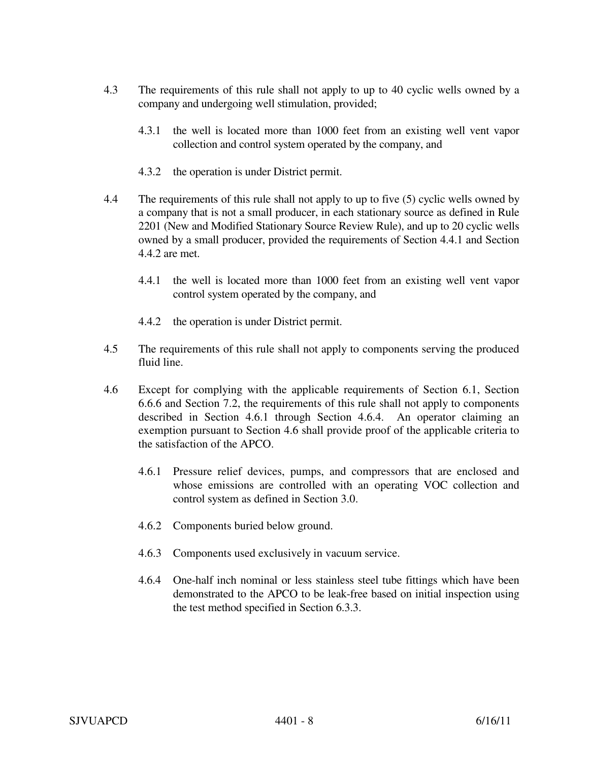4.3 The requirements of this rule shall not apply to up to 40 cyclic wells owned by a company and undergoing well stimulation, provided;

   4.3.1 the well is located more than 1000 feet from an existing well vent vapor collection and control system operated by the company, and

   4.3.2 the operation is under District permit.

4.4 The requirements of this rule shall not apply to up to five (5) cyclic wells owned by a company that is not a small producer, in each stationary source as defined in Rule 2201 (New and Modified Stationary Source Review Rule), and up to 20 cyclic wells owned by a small producer, provided the requirements of Section 4.4.1 and Section 4.4.2 are met.

   4.4.1 the well is located more than 1000 feet from an existing well vent vapor control system operated by the company, and

   4.4.2 the operation is under District permit.

4.5 The requirements of this rule shall not apply to components serving the produced fluid line.

4.6 Except for complying with the applicable requirements of Section 6.1, Section 6.6.6 and Section 7.2, the requirements of this rule shall not apply to components described in Section 4.6.1 through Section 4.6.4. An operator claiming an exemption pursuant to Section 4.6 shall provide proof of the applicable criteria to the satisfaction of the APCO.

   4.6.1 Pressure relief devices, pumps, and compressors that are enclosed and whose emissions are controlled with an operating VOC collection and control system as defined in Section 3.0.

   4.6.2 Components buried below ground.

   4.6.3 Components used exclusively in vacuum service.

   4.6.4 One-half inch nominal or less stainless steel tube fittings which have been demonstrated to the APCO to be leak-free based on initial inspection using the test method specified in Section 6.3.3.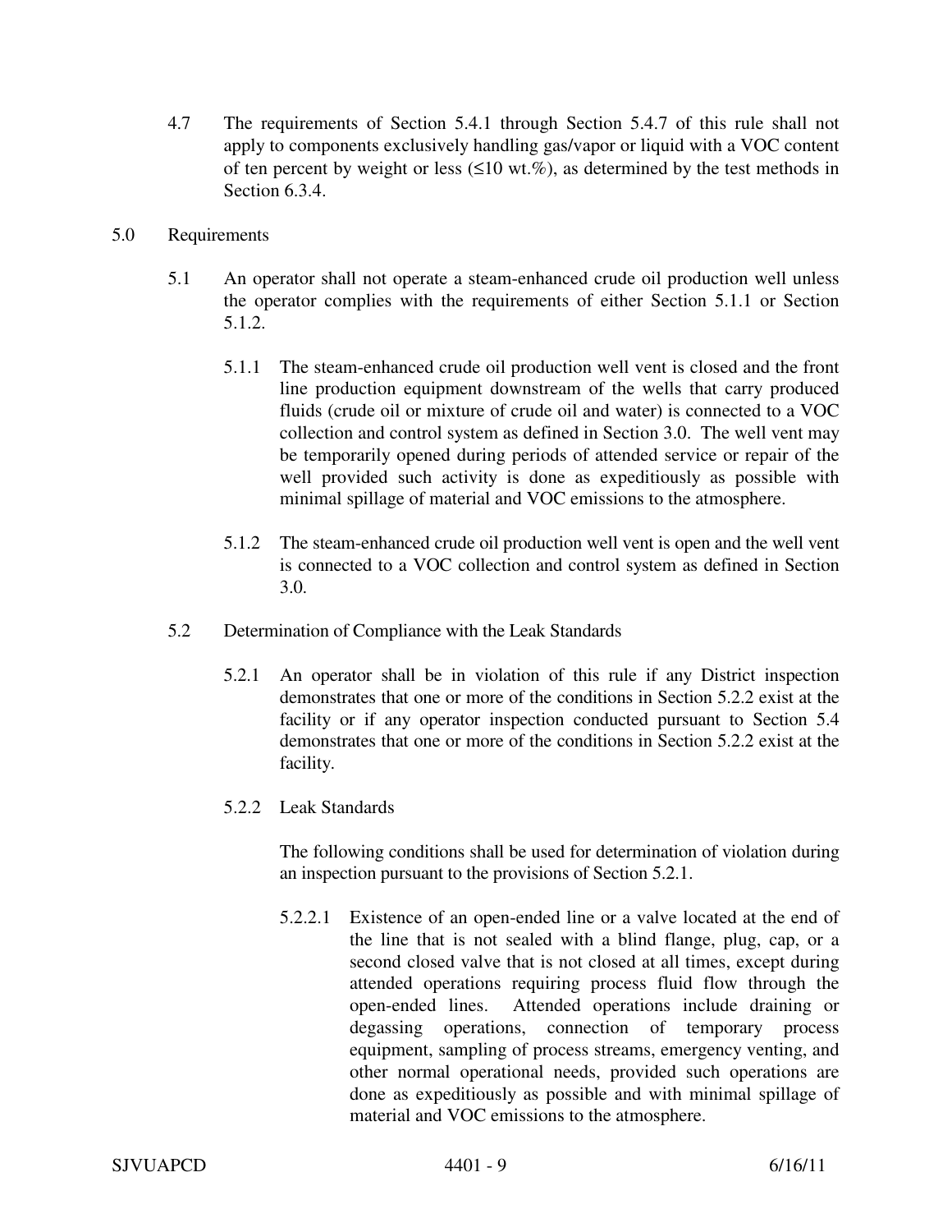4.7 The requirements of Section 5.4.1 through Section 5.4.7 of this rule shall not apply to components exclusively handling gas/vapor or liquid with a VOC content of ten percent by weight or less (≤10 wt.%), as determined by the test methods in Section 6.3.4.

## 5.0 Requirements

5.1 An operator shall not operate a steam-enhanced crude oil production well unless the operator complies with the requirements of either Section 5.1.1 or Section 5.1.2.

5.1.1 The steam-enhanced crude oil production well vent is closed and the front line production equipment downstream of the wells that carry produced fluids (crude oil or mixture of crude oil and water) is connected to a VOC collection and control system as defined in Section 3.0. The well vent may be temporarily opened during periods of attended service or repair of the well provided such activity is done as expeditiously as possible with minimal spillage of material and VOC emissions to the atmosphere.

5.1.2 The steam-enhanced crude oil production well vent is open and the well vent is connected to a VOC collection and control system as defined in Section 3.0.

5.2 Determination of Compliance with the Leak Standards

5.2.1 An operator shall be in violation of this rule if any District inspection demonstrates that one or more of the conditions in Section 5.2.2 exist at the facility or if any operator inspection conducted pursuant to Section 5.4 demonstrates that one or more of the conditions in Section 5.2.2 exist at the facility.

5.2.2 Leak Standards

The following conditions shall be used for determination of violation during an inspection pursuant to the provisions of Section 5.2.1.

5.2.2.1 Existence of an open-ended line or a valve located at the end of the line that is not sealed with a blind flange, plug, cap, or a second closed valve that is not closed at all times, except during attended operations requiring process fluid flow through the open-ended lines. Attended operations include draining or degassing operations, connection of temporary process equipment, sampling of process streams, emergency venting, and other normal operational needs, provided such operations are done as expeditiously as possible and with minimal spillage of material and VOC emissions to the atmosphere.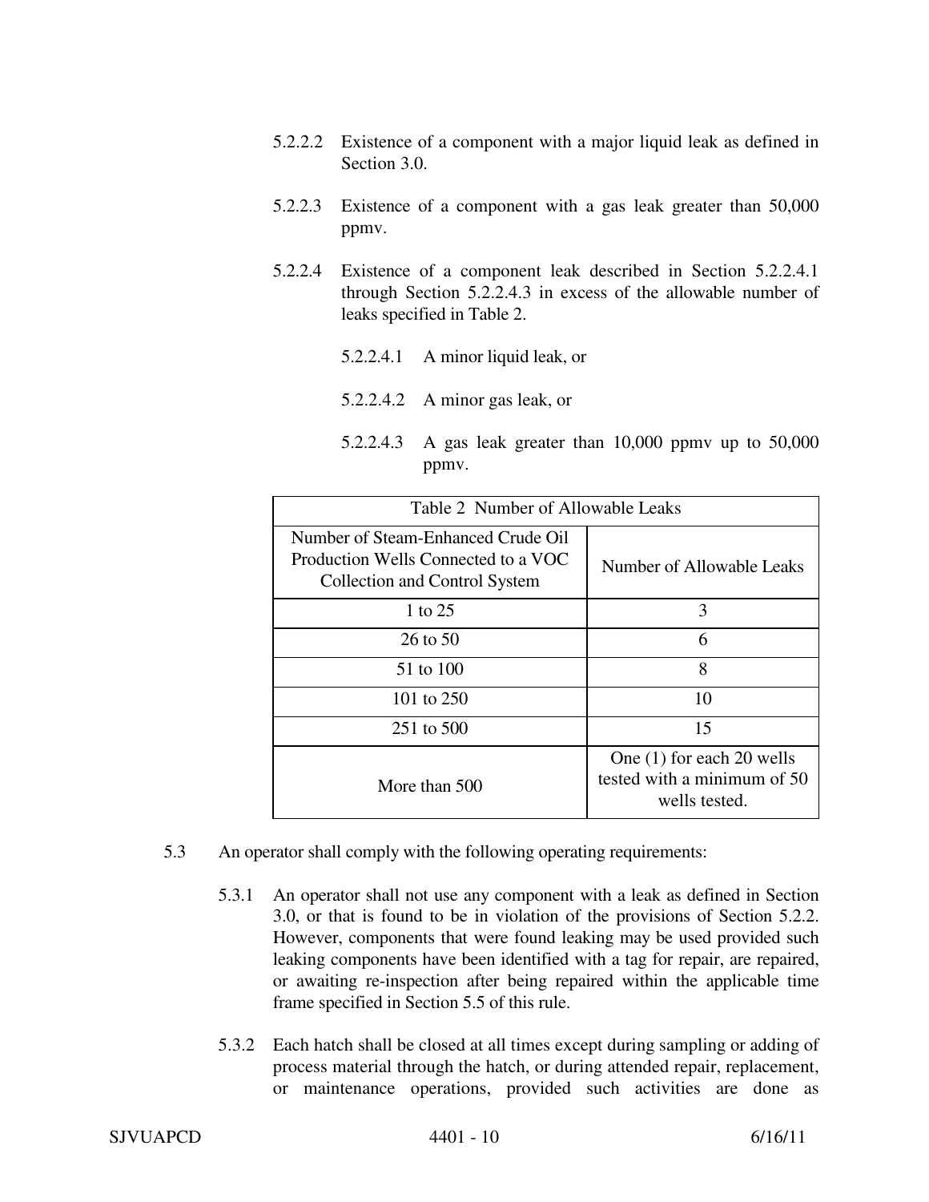5.2.2.2 Existence of a component with a major liquid leak as defined in Section 3.0.

5.2.2.3 Existence of a component with a gas leak greater than 50,000 ppmv.

5.2.2.4 Existence of a component leak described in Section 5.2.2.4.1 through Section 5.2.2.4.3 in excess of the allowable number of leaks specified in Table 2.

5.2.2.4.1 A minor liquid leak, or

5.2.2.4.2 A minor gas leak, or

5.2.2.4.3 A gas leak greater than 10,000 ppmv up to 50,000 ppmv.

| Table 2 Number of Allowable Leaks | |
|---|---|
| Number of Steam-Enhanced Crude Oil Production Wells Connected to a VOC Collection and Control System | Number of Allowable Leaks |
| 1 to 25 | 3 |
| 26 to 50 | 6 |
| 51 to 100 | 8 |
| 101 to 250 | 10 |
| 251 to 500 | 15 |
| More than 500 | One (1) for each 20 wells tested with a minimum of 50 wells tested. |

5.3 An operator shall comply with the following operating requirements:

5.3.1 An operator shall not use any component with a leak as defined in Section 3.0, or that is found to be in violation of the provisions of Section 5.2.2. However, components that were found leaking may be used provided such leaking components have been identified with a tag for repair, are repaired, or awaiting re-inspection after being repaired within the applicable time frame specified in Section 5.5 of this rule.

5.3.2 Each hatch shall be closed at all times except during sampling or adding of process material through the hatch, or during attended repair, replacement, or maintenance operations, provided such activities are done as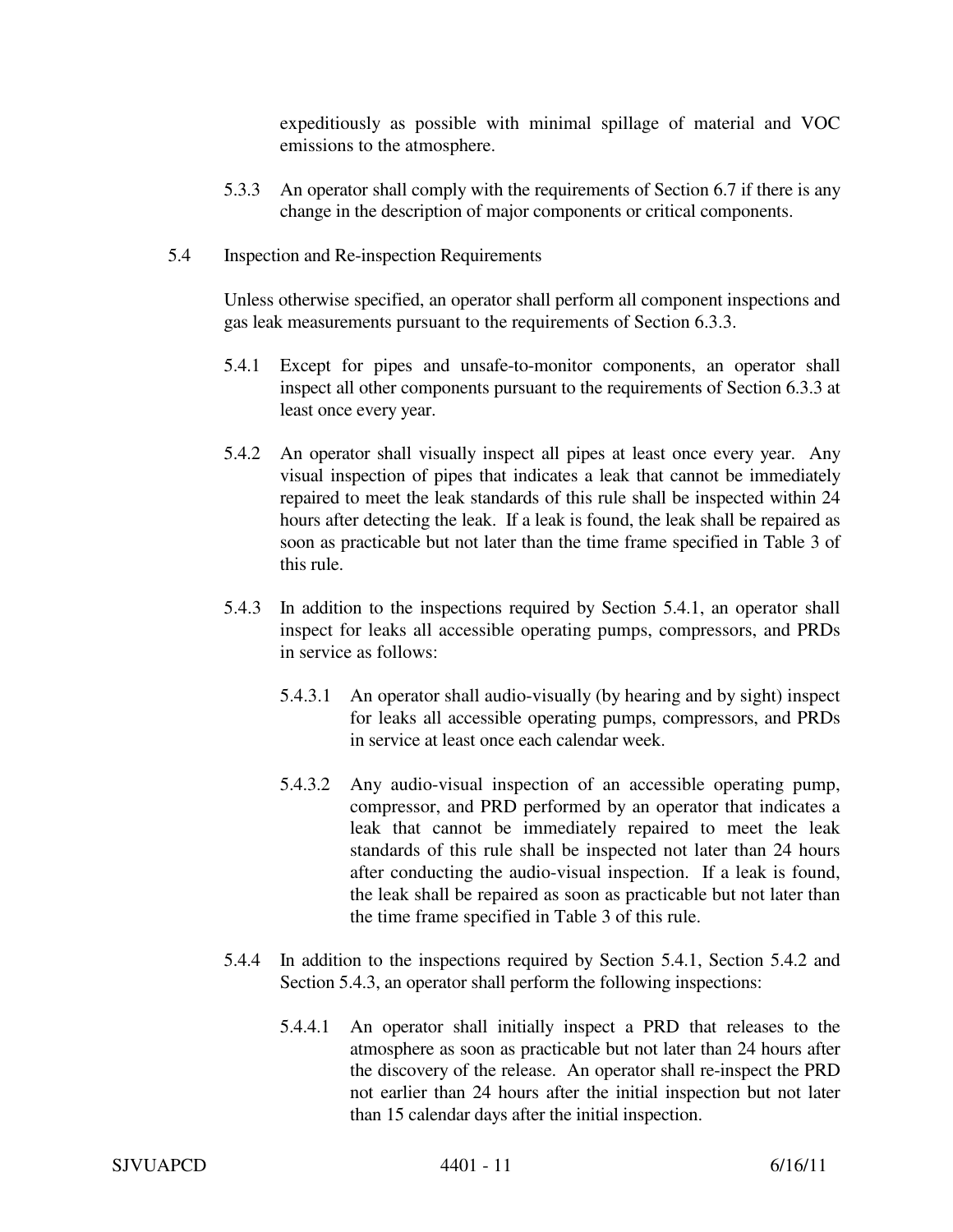expeditiously as possible with minimal spillage of material and VOC emissions to the atmosphere.

5.3.3 An operator shall comply with the requirements of Section 6.7 if there is any change in the description of major components or critical components.

5.4 Inspection and Re-inspection Requirements

Unless otherwise specified, an operator shall perform all component inspections and gas leak measurements pursuant to the requirements of Section 6.3.3.

5.4.1 Except for pipes and unsafe-to-monitor components, an operator shall inspect all other components pursuant to the requirements of Section 6.3.3 at least once every year.

5.4.2 An operator shall visually inspect all pipes at least once every year. Any visual inspection of pipes that indicates a leak that cannot be immediately repaired to meet the leak standards of this rule shall be inspected within 24 hours after detecting the leak. If a leak is found, the leak shall be repaired as soon as practicable but not later than the time frame specified in Table 3 of this rule.

5.4.3 In addition to the inspections required by Section 5.4.1, an operator shall inspect for leaks all accessible operating pumps, compressors, and PRDs in service as follows:

5.4.3.1 An operator shall audio-visually (by hearing and by sight) inspect for leaks all accessible operating pumps, compressors, and PRDs in service at least once each calendar week.

5.4.3.2 Any audio-visual inspection of an accessible operating pump, compressor, and PRD performed by an operator that indicates a leak that cannot be immediately repaired to meet the leak standards of this rule shall be inspected not later than 24 hours after conducting the audio-visual inspection. If a leak is found, the leak shall be repaired as soon as practicable but not later than the time frame specified in Table 3 of this rule.

5.4.4 In addition to the inspections required by Section 5.4.1, Section 5.4.2 and Section 5.4.3, an operator shall perform the following inspections:

5.4.4.1 An operator shall initially inspect a PRD that releases to the atmosphere as soon as practicable but not later than 24 hours after the discovery of the release. An operator shall re-inspect the PRD not earlier than 24 hours after the initial inspection but not later than 15 calendar days after the initial inspection.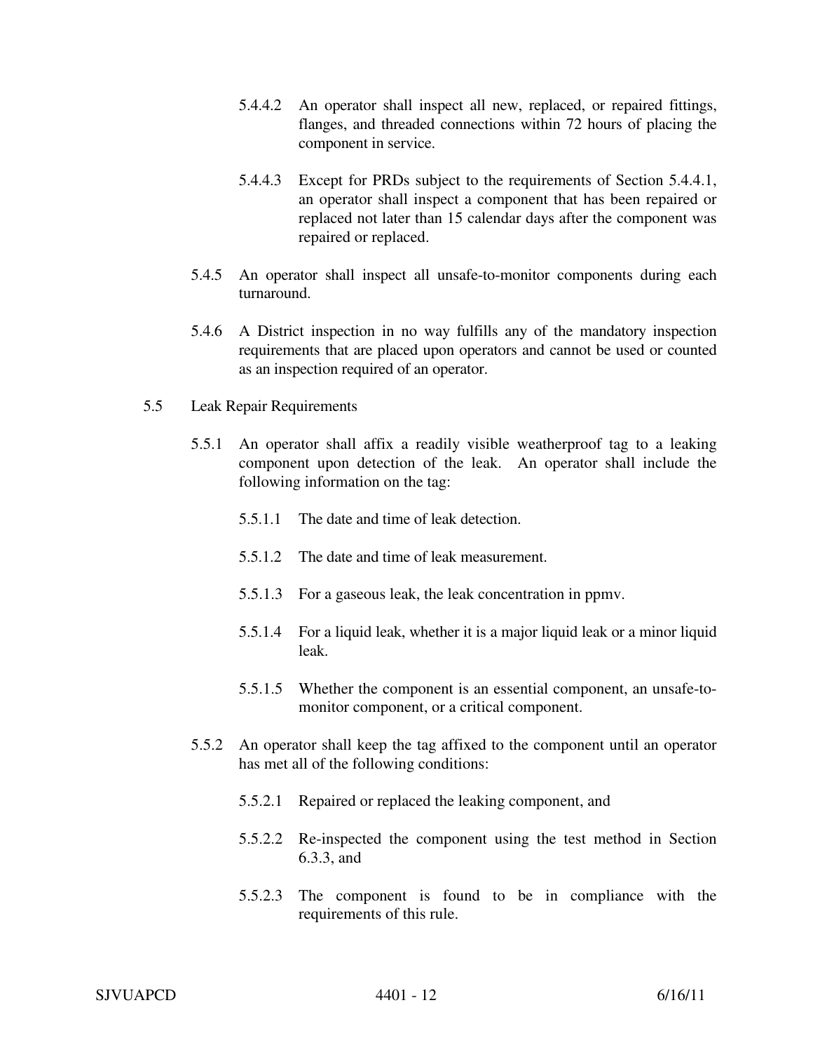5.4.4.2 An operator shall inspect all new, replaced, or repaired fittings, flanges, and threaded connections within 72 hours of placing the component in service.

5.4.4.3 Except for PRDs subject to the requirements of Section 5.4.4.1, an operator shall inspect a component that has been repaired or replaced not later than 15 calendar days after the component was repaired or replaced.

5.4.5 An operator shall inspect all unsafe-to-monitor components during each turnaround.

5.4.6 A District inspection in no way fulfills any of the mandatory inspection requirements that are placed upon operators and cannot be used or counted as an inspection required of an operator.

5.5 Leak Repair Requirements

5.5.1 An operator shall affix a readily visible weatherproof tag to a leaking component upon detection of the leak. An operator shall include the following information on the tag:

5.5.1.1 The date and time of leak detection.

5.5.1.2 The date and time of leak measurement.

5.5.1.3 For a gaseous leak, the leak concentration in ppmv.

5.5.1.4 For a liquid leak, whether it is a major liquid leak or a minor liquid leak.

5.5.1.5 Whether the component is an essential component, an unsafe-to-monitor component, or a critical component.

5.5.2 An operator shall keep the tag affixed to the component until an operator has met all of the following conditions:

5.5.2.1 Repaired or replaced the leaking component, and

5.5.2.2 Re-inspected the component using the test method in Section 6.3.3, and

5.5.2.3 The component is found to be in compliance with the requirements of this rule.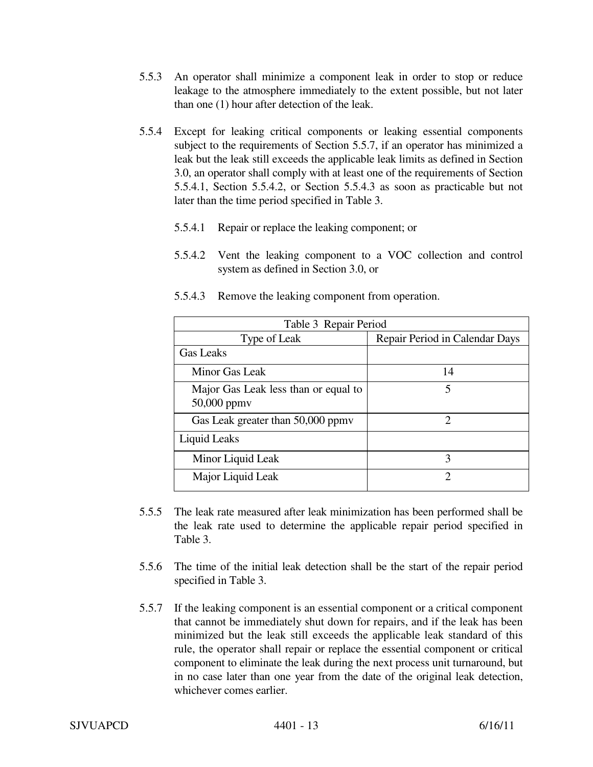5.5.3 An operator shall minimize a component leak in order to stop or reduce leakage to the atmosphere immediately to the extent possible, but not later than one (1) hour after detection of the leak.

5.5.4 Except for leaking critical components or leaking essential components subject to the requirements of Section 5.5.7, if an operator has minimized a leak but the leak still exceeds the applicable leak limits as defined in Section 3.0, an operator shall comply with at least one of the requirements of Section 5.5.4.1, Section 5.5.4.2, or Section 5.5.4.3 as soon as practicable but not later than the time period specified in Table 3.

5.5.4.1 Repair or replace the leaking component; or

5.5.4.2 Vent the leaking component to a VOC collection and control system as defined in Section 3.0, or

5.5.4.3 Remove the leaking component from operation.

| Table 3 Repair Period | |
|---|---|
| Type of Leak | Repair Period in Calendar Days |
| Gas Leaks | |
| Minor Gas Leak | 14 |
| Major Gas Leak less than or equal to 50,000 ppmv | 5 |
| Gas Leak greater than 50,000 ppmv | 2 |
| Liquid Leaks | |
| Minor Liquid Leak | 3 |
| Major Liquid Leak | 2 |

5.5.5 The leak rate measured after leak minimization has been performed shall be the leak rate used to determine the applicable repair period specified in Table 3.

5.5.6 The time of the initial leak detection shall be the start of the repair period specified in Table 3.

5.5.7 If the leaking component is an essential component or a critical component that cannot be immediately shut down for repairs, and if the leak has been minimized but the leak still exceeds the applicable leak standard of this rule, the operator shall repair or replace the essential component or critical component to eliminate the leak during the next process unit turnaround, but in no case later than one year from the date of the original leak detection, whichever comes earlier.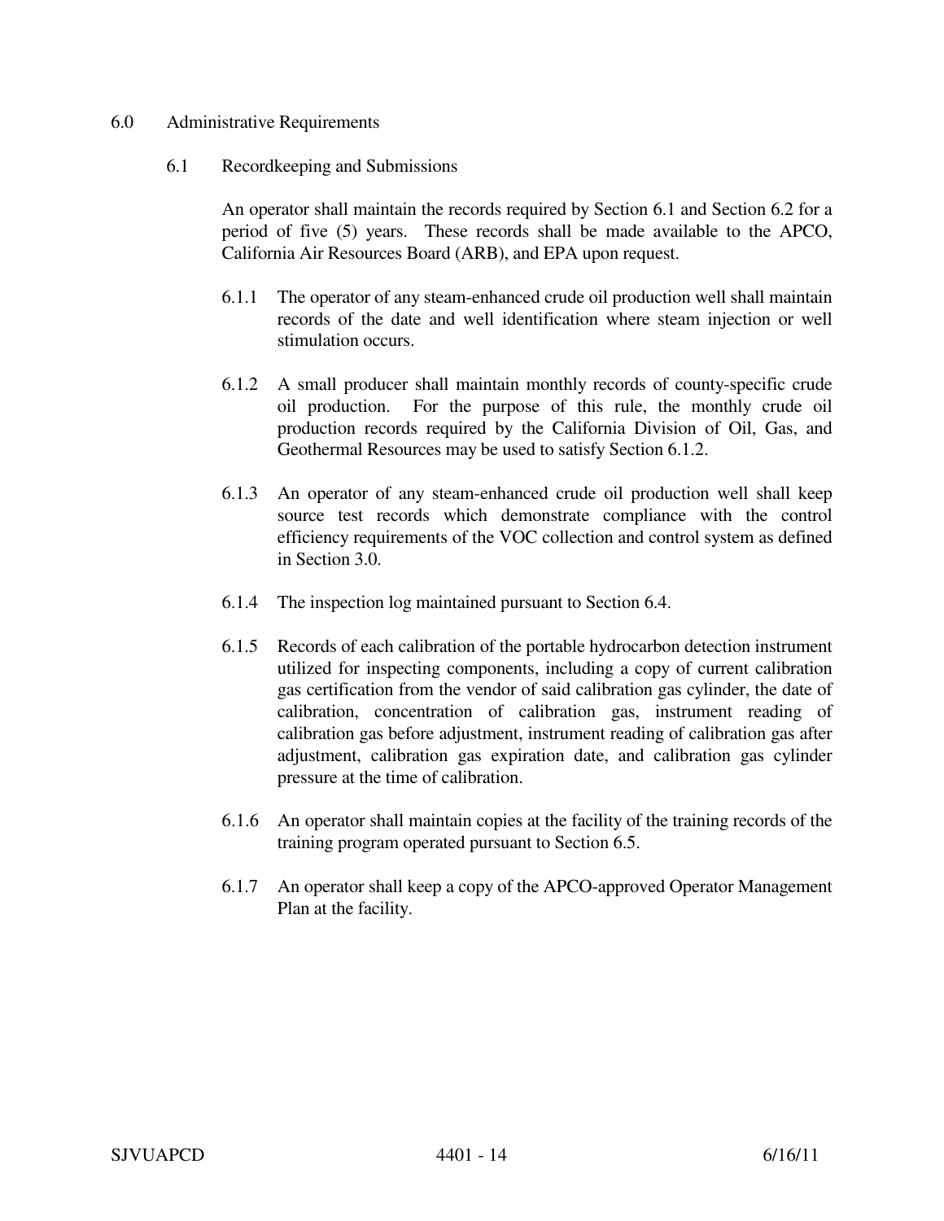## 6.0 Administrative Requirements

### 6.1 Recordkeeping and Submissions

An operator shall maintain the records required by Section 6.1 and Section 6.2 for a period of five (5) years. These records shall be made available to the APCO, California Air Resources Board (ARB), and EPA upon request.

6.1.1 The operator of any steam-enhanced crude oil production well shall maintain records of the date and well identification where steam injection or well stimulation occurs.

6.1.2 A small producer shall maintain monthly records of county-specific crude oil production. For the purpose of this rule, the monthly crude oil production records required by the California Division of Oil, Gas, and Geothermal Resources may be used to satisfy Section 6.1.2.

6.1.3 An operator of any steam-enhanced crude oil production well shall keep source test records which demonstrate compliance with the control efficiency requirements of the VOC collection and control system as defined in Section 3.0.

6.1.4 The inspection log maintained pursuant to Section 6.4.

6.1.5 Records of each calibration of the portable hydrocarbon detection instrument utilized for inspecting components, including a copy of current calibration gas certification from the vendor of said calibration gas cylinder, the date of calibration, concentration of calibration gas, instrument reading of calibration gas before adjustment, instrument reading of calibration gas after adjustment, calibration gas expiration date, and calibration gas cylinder pressure at the time of calibration.

6.1.6 An operator shall maintain copies at the facility of the training records of the training program operated pursuant to Section 6.5.

6.1.7 An operator shall keep a copy of the APCO-approved Operator Management Plan at the facility.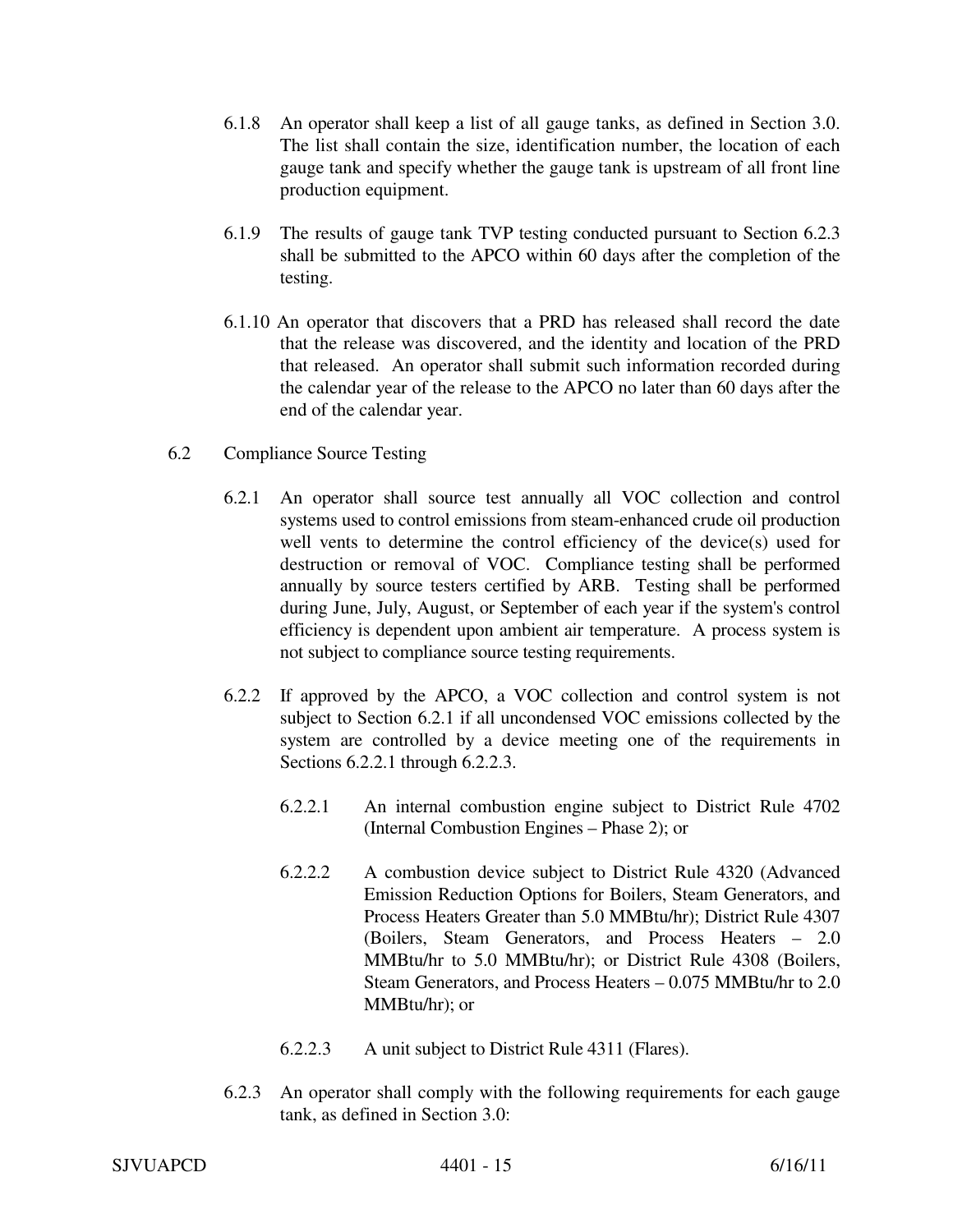6.1.8 An operator shall keep a list of all gauge tanks, as defined in Section 3.0. The list shall contain the size, identification number, the location of each gauge tank and specify whether the gauge tank is upstream of all front line production equipment.

6.1.9 The results of gauge tank TVP testing conducted pursuant to Section 6.2.3 shall be submitted to the APCO within 60 days after the completion of the testing.

6.1.10 An operator that discovers that a PRD has released shall record the date that the release was discovered, and the identity and location of the PRD that released. An operator shall submit such information recorded during the calendar year of the release to the APCO no later than 60 days after the end of the calendar year.

6.2 Compliance Source Testing

6.2.1 An operator shall source test annually all VOC collection and control systems used to control emissions from steam-enhanced crude oil production well vents to determine the control efficiency of the device(s) used for destruction or removal of VOC. Compliance testing shall be performed annually by source testers certified by ARB. Testing shall be performed during June, July, August, or September of each year if the system's control efficiency is dependent upon ambient air temperature. A process system is not subject to compliance source testing requirements.

6.2.2 If approved by the APCO, a VOC collection and control system is not subject to Section 6.2.1 if all uncondensed VOC emissions collected by the system are controlled by a device meeting one of the requirements in Sections 6.2.2.1 through 6.2.2.3.

6.2.2.1 An internal combustion engine subject to District Rule 4702 (Internal Combustion Engines – Phase 2); or

6.2.2.2 A combustion device subject to District Rule 4320 (Advanced Emission Reduction Options for Boilers, Steam Generators, and Process Heaters Greater than 5.0 MMBtu/hr); District Rule 4307 (Boilers, Steam Generators, and Process Heaters – 2.0 MMBtu/hr to 5.0 MMBtu/hr); or District Rule 4308 (Boilers, Steam Generators, and Process Heaters – 0.075 MMBtu/hr to 2.0 MMBtu/hr); or

6.2.2.3 A unit subject to District Rule 4311 (Flares).

6.2.3 An operator shall comply with the following requirements for each gauge tank, as defined in Section 3.0: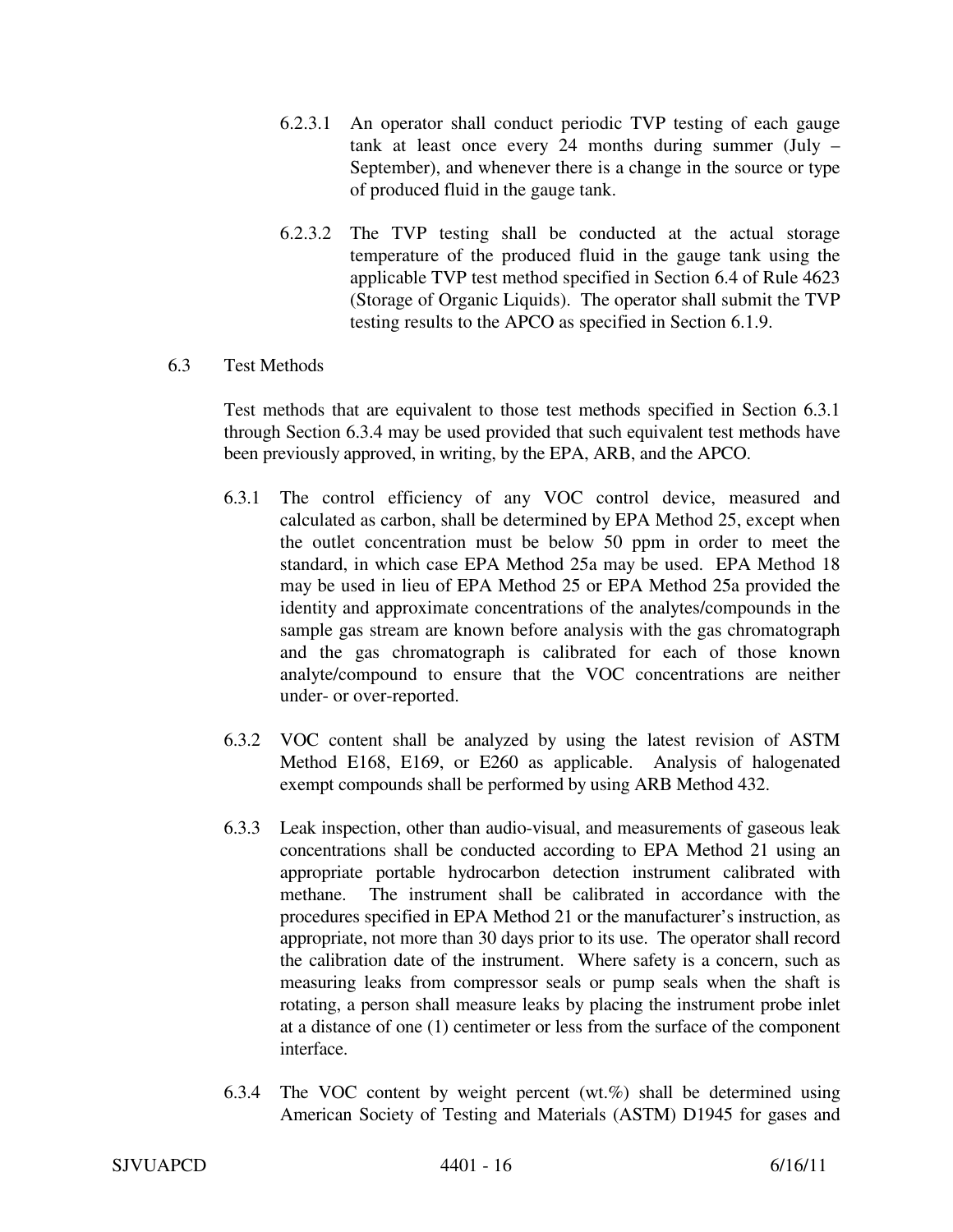6.2.3.1 An operator shall conduct periodic TVP testing of each gauge tank at least once every 24 months during summer (July – September), and whenever there is a change in the source or type of produced fluid in the gauge tank.

6.2.3.2 The TVP testing shall be conducted at the actual storage temperature of the produced fluid in the gauge tank using the applicable TVP test method specified in Section 6.4 of Rule 4623 (Storage of Organic Liquids). The operator shall submit the TVP testing results to the APCO as specified in Section 6.1.9.

6.3 Test Methods

Test methods that are equivalent to those test methods specified in Section 6.3.1 through Section 6.3.4 may be used provided that such equivalent test methods have been previously approved, in writing, by the EPA, ARB, and the APCO.

6.3.1 The control efficiency of any VOC control device, measured and calculated as carbon, shall be determined by EPA Method 25, except when the outlet concentration must be below 50 ppm in order to meet the standard, in which case EPA Method 25a may be used. EPA Method 18 may be used in lieu of EPA Method 25 or EPA Method 25a provided the identity and approximate concentrations of the analytes/compounds in the sample gas stream are known before analysis with the gas chromatograph and the gas chromatograph is calibrated for each of those known analyte/compound to ensure that the VOC concentrations are neither under- or over-reported.

6.3.2 VOC content shall be analyzed by using the latest revision of ASTM Method E168, E169, or E260 as applicable. Analysis of halogenated exempt compounds shall be performed by using ARB Method 432.

6.3.3 Leak inspection, other than audio-visual, and measurements of gaseous leak concentrations shall be conducted according to EPA Method 21 using an appropriate portable hydrocarbon detection instrument calibrated with methane. The instrument shall be calibrated in accordance with the procedures specified in EPA Method 21 or the manufacturer's instruction, as appropriate, not more than 30 days prior to its use. The operator shall record the calibration date of the instrument. Where safety is a concern, such as measuring leaks from compressor seals or pump seals when the shaft is rotating, a person shall measure leaks by placing the instrument probe inlet at a distance of one (1) centimeter or less from the surface of the component interface.

6.3.4 The VOC content by weight percent (wt.%) shall be determined using American Society of Testing and Materials (ASTM) D1945 for gases and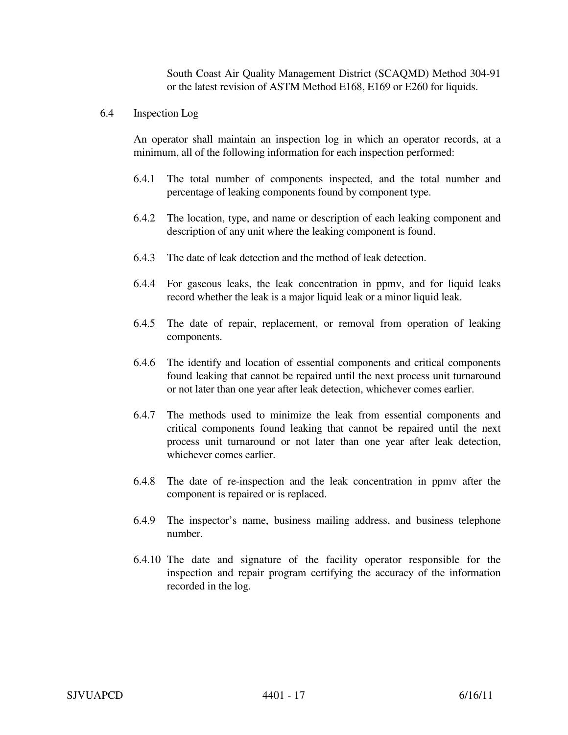South Coast Air Quality Management District (SCAQMD) Method 304-91 or the latest revision of ASTM Method E168, E169 or E260 for liquids.

6.4 Inspection Log

An operator shall maintain an inspection log in which an operator records, at a minimum, all of the following information for each inspection performed:

6.4.1 The total number of components inspected, and the total number and percentage of leaking components found by component type.

6.4.2 The location, type, and name or description of each leaking component and description of any unit where the leaking component is found.

6.4.3 The date of leak detection and the method of leak detection.

6.4.4 For gaseous leaks, the leak concentration in ppmv, and for liquid leaks record whether the leak is a major liquid leak or a minor liquid leak.

6.4.5 The date of repair, replacement, or removal from operation of leaking components.

6.4.6 The identify and location of essential components and critical components found leaking that cannot be repaired until the next process unit turnaround or not later than one year after leak detection, whichever comes earlier.

6.4.7 The methods used to minimize the leak from essential components and critical components found leaking that cannot be repaired until the next process unit turnaround or not later than one year after leak detection, whichever comes earlier.

6.4.8 The date of re-inspection and the leak concentration in ppmv after the component is repaired or is replaced.

6.4.9 The inspector's name, business mailing address, and business telephone number.

6.4.10 The date and signature of the facility operator responsible for the inspection and repair program certifying the accuracy of the information recorded in the log.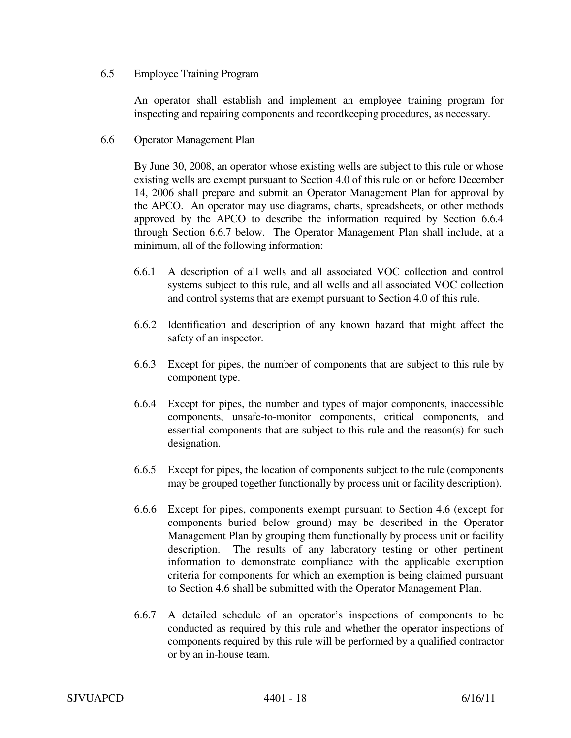### 6.5 Employee Training Program

An operator shall establish and implement an employee training program for inspecting and repairing components and recordkeeping procedures, as necessary.

### 6.6 Operator Management Plan

By June 30, 2008, an operator whose existing wells are subject to this rule or whose existing wells are exempt pursuant to Section 4.0 of this rule on or before December 14, 2006 shall prepare and submit an Operator Management Plan for approval by the APCO. An operator may use diagrams, charts, spreadsheets, or other methods approved by the APCO to describe the information required by Section 6.6.4 through Section 6.6.7 below. The Operator Management Plan shall include, at a minimum, all of the following information:

6.6.1 A description of all wells and all associated VOC collection and control systems subject to this rule, and all wells and all associated VOC collection and control systems that are exempt pursuant to Section 4.0 of this rule.

6.6.2 Identification and description of any known hazard that might affect the safety of an inspector.

6.6.3 Except for pipes, the number of components that are subject to this rule by component type.

6.6.4 Except for pipes, the number and types of major components, inaccessible components, unsafe-to-monitor components, critical components, and essential components that are subject to this rule and the reason(s) for such designation.

6.6.5 Except for pipes, the location of components subject to the rule (components may be grouped together functionally by process unit or facility description).

6.6.6 Except for pipes, components exempt pursuant to Section 4.6 (except for components buried below ground) may be described in the Operator Management Plan by grouping them functionally by process unit or facility description. The results of any laboratory testing or other pertinent information to demonstrate compliance with the applicable exemption criteria for components for which an exemption is being claimed pursuant to Section 4.6 shall be submitted with the Operator Management Plan.

6.6.7 A detailed schedule of an operator's inspections of components to be conducted as required by this rule and whether the operator inspections of components required by this rule will be performed by a qualified contractor or by an in-house team.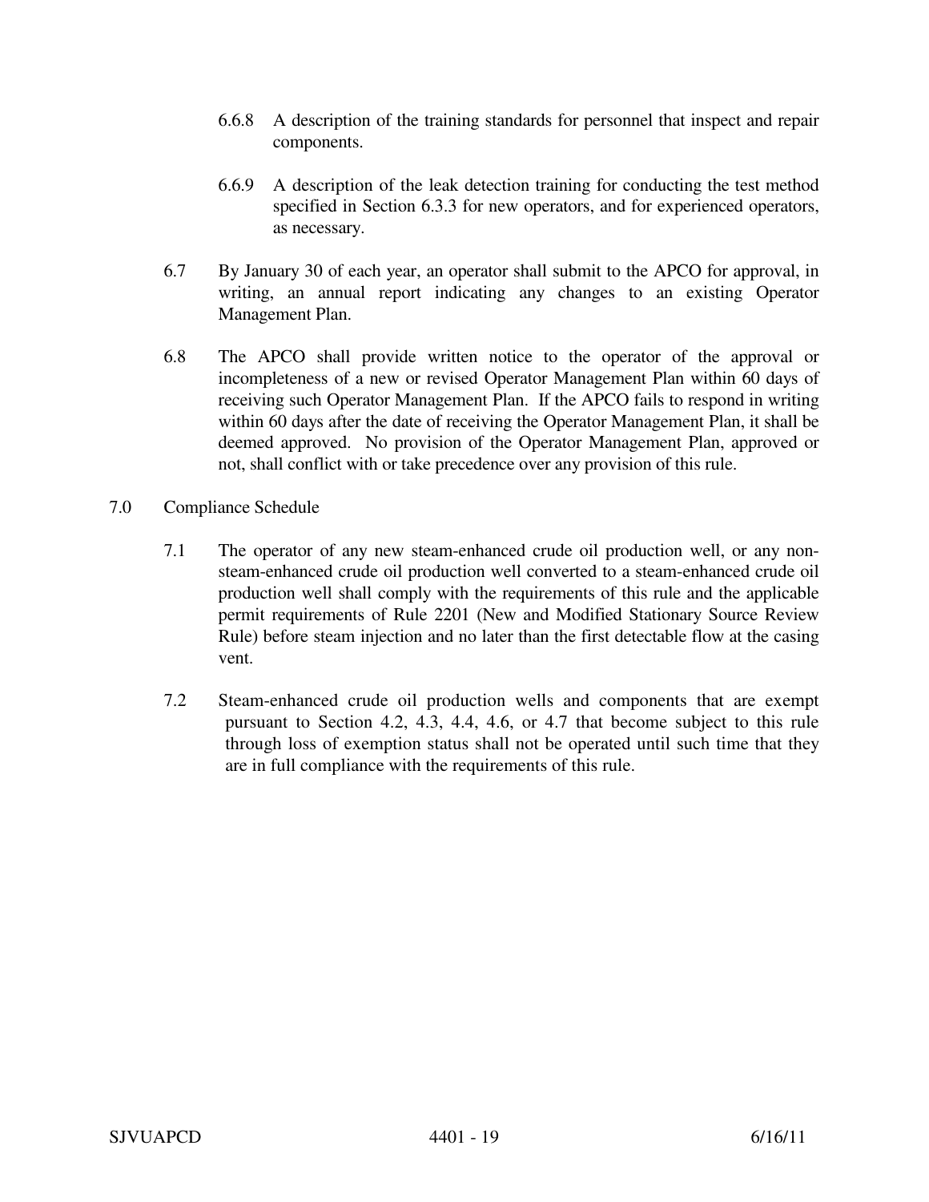6.6.8 A description of the training standards for personnel that inspect and repair components.

6.6.9 A description of the leak detection training for conducting the test method specified in Section 6.3.3 for new operators, and for experienced operators, as necessary.

6.7 By January 30 of each year, an operator shall submit to the APCO for approval, in writing, an annual report indicating any changes to an existing Operator Management Plan.

6.8 The APCO shall provide written notice to the operator of the approval or incompleteness of a new or revised Operator Management Plan within 60 days of receiving such Operator Management Plan. If the APCO fails to respond in writing within 60 days after the date of receiving the Operator Management Plan, it shall be deemed approved. No provision of the Operator Management Plan, approved or not, shall conflict with or take precedence over any provision of this rule.

## 7.0 Compliance Schedule

7.1 The operator of any new steam-enhanced crude oil production well, or any non-steam-enhanced crude oil production well converted to a steam-enhanced crude oil production well shall comply with the requirements of this rule and the applicable permit requirements of Rule 2201 (New and Modified Stationary Source Review Rule) before steam injection and no later than the first detectable flow at the casing vent.

7.2 Steam-enhanced crude oil production wells and components that are exempt pursuant to Section 4.2, 4.3, 4.4, 4.6, or 4.7 that become subject to this rule through loss of exemption status shall not be operated until such time that they are in full compliance with the requirements of this rule.